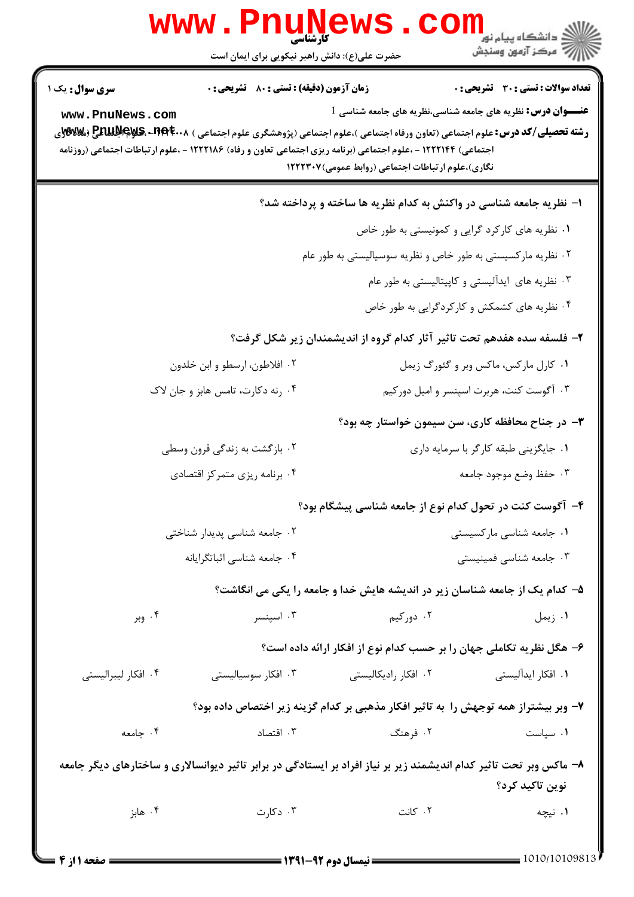کارشناسی

حضرت علی(ع): دانش راهبر نیکویی برای ایمان است

دانشگاه پیام نور
مرکز آزمون وسنجش

**سری سوال:** یک ۱

**زمان آزمون (دقیقه) : تستی :** ۸۰ **تشریحی :** ۰

**تعداد سوالات : تستی :** ۳۰ **تشریحی :** ۰

**عنـــوان درس:** نظریه های جامعه شناسی،نظریه های جامعه شناسی 1

**رشته تحصیلی/کد درس:** علوم اجتماعی (تعاون ورفاه اجتماعی )،علوم اجتماعی (پژوهشگری علوم اجتماعی ) ۱۲۲۲۰۰۸ - ،علوم اجتماعی (مددکاری اجتماعی) ۱۲۲۲۱۴۴ - ،علوم اجتماعی (برنامه ریزی اجتماعی تعاون و رفاه) ۱۲۲۲۱۸۶ - ،علوم ارتباطات اجتماعی (روزنامه نگاری)،علوم ارتباطات اجتماعی (روابط عمومی)۱۲۲۲۳۰۷

**۱- نظریه جامعه شناسی در واکنش به کدام نظریه ها ساخته و پرداخته شد؟**

۱. نظریه های کارکرد گرایی و کمونیستی به طور خاص

۲. نظریه مارکسیستی به طور خاص و نظریه سوسیالیستی به طور عام

۳. نظریه های ایدآلیستی و کاپیتالیستی به طور عام

۴. نظریه های کشمکش و کارکردگرایی به طور خاص

**۲- فلسفه سده هفدهم تحت تاثیر آثار کدام گروه از اندیشمندان زیر شکل گرفت؟**

۱. کارل مارکس، ماکس وبر و گئورگ زیمل

۲. افلاطون، ارسطو و ابن خلدون

۳. آگوست کنت، هربرت اسپنسر و امیل دورکیم

۴. رنه دکارت، تامس هابز و جان لاک

**۳- در جناح محافظه کاری، سن سیمون خواستار چه بود؟**

۱. جایگزینی طبقه کارگر با سرمایه داری

۲. بازگشت به زندگی قرون وسطی

۳. حفظ وضع موجود جامعه

۴. برنامه ریزی متمرکز اقتصادی

**۴- آگوست کنت در تحول کدام نوع از جامعه شناسی پیشگام بود؟**

۱. جامعه شناسی مارکسیستی

۲. جامعه شناسی پدیدار شناختی

۳. جامعه شناسی فمینیستی

۴. جامعه شناسی اثباتگرایانه

**۵- کدام یک از جامعه شناسان زیر در اندیشه هایش خدا و جامعه را یکی می انگاشت؟**

۱. زیمل

۲. دورکیم

۳. اسپنسر

۴. وبر

**۶- هگل نظریه تکاملی جهان را بر حسب کدام نوع از افکار ارائه داده است؟**

۱. افکار ایدآلیستی

۲. افکار رادیکالیستی

۳. افکار سوسیالیستی

۴. افکار لیبرالیستی

**۷- وبر بیشتراز همه توجهش را به تاثیر افکار مذهبی بر کدام گزینه زیر اختصاص داده بود؟**

۱. سیاست

۲. فرهنگ

۳. اقتصاد

۴. جامعه

**۸- ماکس وبر تحت تاثیر کدام اندیشمند زیر بر نیاز افراد بر ایستادگی در برابر تاثیر دیوانسالاری و ساختارهای دیگر جامعه نوین تاکید کرد؟**

۱. نیچه

۲. کانت

۳. دکارت

۴. هابز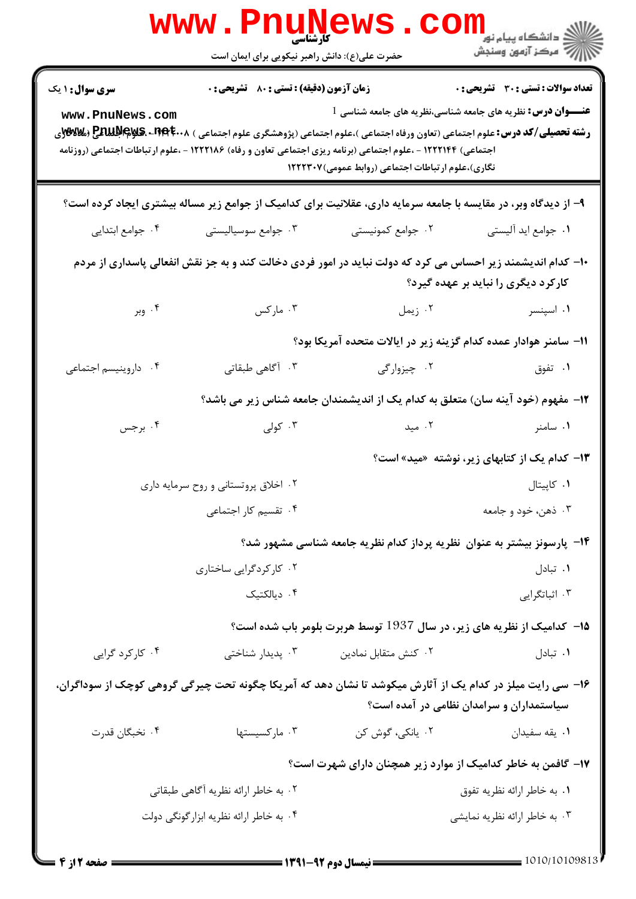**سری سوال:** ۱ یک | **زمان آزمون (دقیقه) : تستی :** ۸۰ **تشریحی :** ۰ | **تعداد سوالات : تستی :** ۳۰ **تشریحی :** ۰

**عنـــوان درس:** نظریه های جامعه شناسی،نظریه های جامعه شناسی 1

**رشته تحصیلی/کد درس:** علوم اجتماعی (تعاون ورفاه اجتماعی )،علوم اجتماعی (پژوهشگری علوم اجتماعی ) ۱۲۲۲۰۰۸ - ،علوم اجتماعی (مددکاری اجتماعی) ۱۲۲۲۱۴۴ - ،علوم اجتماعی (برنامه ریزی اجتماعی تعاون و رفاه) ۱۲۲۲۱۸۶ - ،علوم ارتباطات اجتماعی (روزنامه نگاری)،علوم ارتباطات اجتماعی (روابط عمومی)۱۲۲۲۳۰۷

۹- از دیدگاه وبر، در مقایسه با جامعه سرمایه داری، عقلانیت برای کدامیک از جوامع زیر مساله بیشتری ایجاد کرده است؟

۱. جوامع اید آلیستی
۲. جوامع کمونیستی
۳. جوامع سوسیالیستی
۴. جوامع ابتدایی

۱۰- کدام اندیشمند زیر احساس می کرد که دولت نباید در امور فردی دخالت کند و به جز نقش انفعالی پاسداری از مردم کارکرد دیگری را نباید بر عهده گیرد؟

۱. اسپنسر
۲. زیمل
۳. مارکس
۴. وبر

۱۱- سامنر هوادار عمده کدام گزینه زیر در ایالات متحده آمریکا بود؟

۱. تفوق
۲. چیزوارگی
۳. آگاهی طبقاتی
۴. داروینیسم اجتماعی

۱۲- مفهوم (خود آینه سان) متعلق به کدام یک از اندیشمندان جامعه شناس زیر می باشد؟

۱. سامنر
۲. مید
۳. کولی
۴. برجس

۱۳- کدام یک از کتابهای زیر، نوشته «مید» است؟

۱. کاپیتال
۲. اخلاق پروتستانی و روح سرمایه داری
۳. ذهن، خود و جامعه
۴. تقسیم کار اجتماعی

۱۴- پارسونز بیشتر به عنوان نظریه پرداز کدام نظریه جامعه شناسی مشهور شد؟

۱. تبادل
۲. کارکردگرایی ساختاری
۳. اثباتگرایی
۴. دیالکتیک

۱۵- کدامیک از نظریه های زیر، در سال 1937 توسط هربرت بلومر باب شده است؟

۱. تبادل
۲. کنش متقابل نمادین
۳. پدیدار شناختی
۴. کارکرد گرایی

۱۶- سی رایت میلز در کدام یک از آثارش میکوشد تا نشان دهد که آمریکا چگونه تحت چیرگی گروهی کوچک از سوداگران، سیاستمداران و سرامدان نظامی در آمده است؟

۱. یقه سفیدان
۲. یانکی، گوش کن
۳. مارکسیستها
۴. نخبگان قدرت

۱۷- گافمن به خاطر کدامیک از موارد زیر همچنان دارای شهرت است؟

۱. به خاطر ارائه نظریه تفوق
۲. به خاطر ارائه نظریه آگاهی طبقاتی
۳. به خاطر ارائه نظریه نمایشی
۴. به خاطر ارائه نظریه ابزارگونگی دولت

**نیمسال دوم ۹۲-۱۳۹۱** — 1010/10109813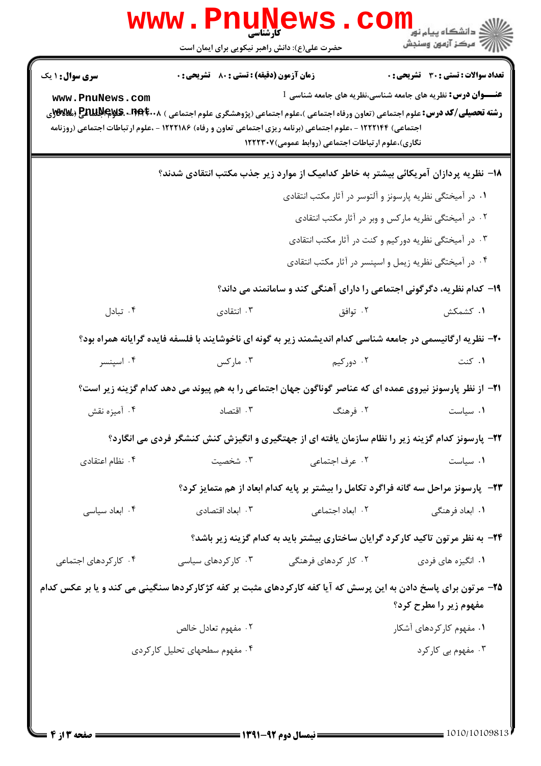۱۸- نظریه پردازان آمریکائی بیشتر به خاطر کدامیک از موارد زیر جذب مکتب انتقادی شدند؟

۱. در آمیختگی نظریه پارسونز و آلتوسر در آثار مکتب انتقادی

۲. در آمیختگی نظریه مارکس و وبر در آثار مکتب انتقادی

۳. در آمیختگی نظریه دورکیم و کنت در آثار مکتب انتقادی

۴. در آمیختگی نظریه زیمل و اسپنسر در آثار مکتب انتقادی

۱۹- کدام نظریه، دگرگونی اجتماعی را دارای آهنگی کند و سامانمند می داند؟

۱. کشمکش
۲. توافق
۳. انتقادی
۴. تبادل

۲۰- نظریه ارگانیسمی در جامعه شناسی کدام اندیشمند زیر به گونه ای ناخوشایند با فلسفه فایده گرایانه همراه بود؟

۱. کنت
۲. دورکیم
۳. مارکس
۴. اسپنسر

۲۱- از نظر پارسونز نیروی عمده ای که عناصر گوناگون جهان اجتماعی را به هم پیوند می دهد کدام گزینه زیر است؟

۱. سیاست
۲. فرهنگ
۳. اقتصاد
۴. آمیزه نقش

۲۲- پارسونز کدام گزینه زیر را نظام سازمان یافته ای از جهتگیری و انگیزش کنش کنشگر فردی می انگارد؟

۱. سیاست
۲. عرف اجتماعی
۳. شخصیت
۴. نظام اعتقادی

۲۳- پارسونز مراحل سه گانه فراگرد تکامل را بیشتر بر پایه کدام ابعاد از هم متمایز کرد؟

۱. ابعاد فرهنگی
۲. ابعاد اجتماعی
۳. ابعاد اقتصادی
۴. ابعاد سیاسی

۲۴- به نظر مرتون تاکید کارکرد گرایان ساختاری بیشتر باید به کدام گزینه زیر باشد؟

۱. انگیزه های فردی
۲. کار کردهای فرهنگی
۳. کارکردهای سیاسی
۴. کارکردهای اجتماعی

۲۵- مرتون برای پاسخ دادن به این پرسش که آیا کفه کارکردهای مثبت بر کفه کژکارکردها سنگینی می کند و یا بر عکس کدام مفهوم زیر را مطرح کرد؟

۱. مفهوم کارکردهای آشکار
۲. مفهوم تعادل خالص
۳. مفهوم بی کارکرد
۴. مفهوم سطحهای تحلیل کارکردی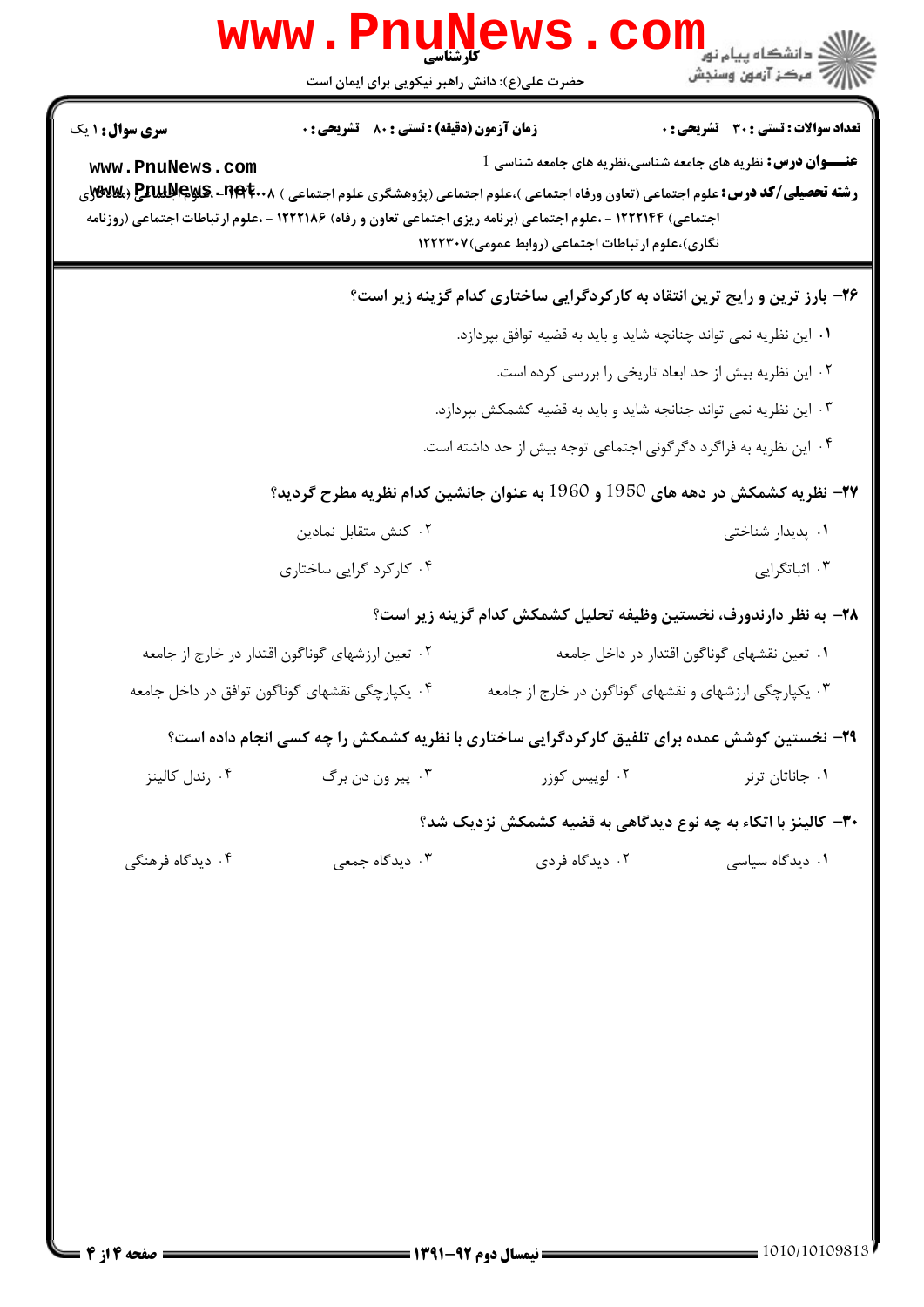**سری سوال:** ۱ یک

**زمان آزمون (دقیقه) :** تستی : ۸۰ تشریحی : ۰

**تعداد سوالات :** تستی : ۳۰ تشریحی : ۰

**عنـــوان درس:** نظریه های جامعه شناسی،نظریه های جامعه شناسی 1

**رشته تحصیلی/کد درس:** علوم اجتماعی (تعاون ورفاه اجتماعی )،علوم اجتماعی (پژوهشگری علوم اجتماعی ) ۱۲۲۲۰۰۸ - ،علوم اجتماعی (مددکاری اجتماعی) ۱۲۲۲۱۴۴ - ،علوم اجتماعی (برنامه ریزی اجتماعی تعاون و رفاه) ۱۲۲۲۱۸۶ - ،علوم ارتباطات اجتماعی (روزنامه نگاری)،علوم ارتباطات اجتماعی (روابط عمومی)۱۲۲۲۳۰۷

**۲۶- بارز ترین و رایج ترین انتقاد به کارکردگرایی ساختاری کدام گزینه زیر است؟**

۱. این نظریه نمی تواند چنانچه شاید و باید به قضیه توافق بپردازد.

۲. این نظریه بیش از حد ابعاد تاریخی را بررسی کرده است.

۳. این نظریه نمی تواند جنانچه شاید و باید به قضیه کشمکش بپردازد.

۴. این نظریه به فراگرد دگرگونی اجتماعی توجه بیش از حد داشته است.

**۲۷- نظریه کشمکش در دهه های 1950 و 1960 به عنوان جانشین کدام نظریه مطرح گردید؟**

۱. پدیدار شناختی

۲. کنش متقابل نمادین

۳. اثباتگرایی

۴. کارکرد گرایی ساختاری

**۲۸- به نظر دارندورف، نخستین وظیفه تحلیل کشمکش کدام گزینه زیر است؟**

۱. تعین نقشهای گوناگون اقتدار در داخل جامعه

۲. تعین ارزشهای گوناگون اقتدار در خارج از جامعه

۳. یکپارچگی ارزشهای و نقشهای گوناگون در خارج از جامعه

۴. یکپارچگی نقشهای گوناگون توافق در داخل جامعه

**۲۹- نخستین کوشش عمده برای تلفیق کارکردگرایی ساختاری با نظریه کشمکش را چه کسی انجام داده است؟**

۱. جاناتان ترنر

۲. لوییس کوزر

۳. پیر ون دن برگ

۴. رندل کالینز

**۳۰- کالینز با اتکاء به چه نوع دیدگاهی به قضیه کشمکش نزدیک شد؟**

۱. دیدگاه سیاسی

۲. دیدگاه فردی

۳. دیدگاه جمعی

۴. دیدگاه فرهنگی